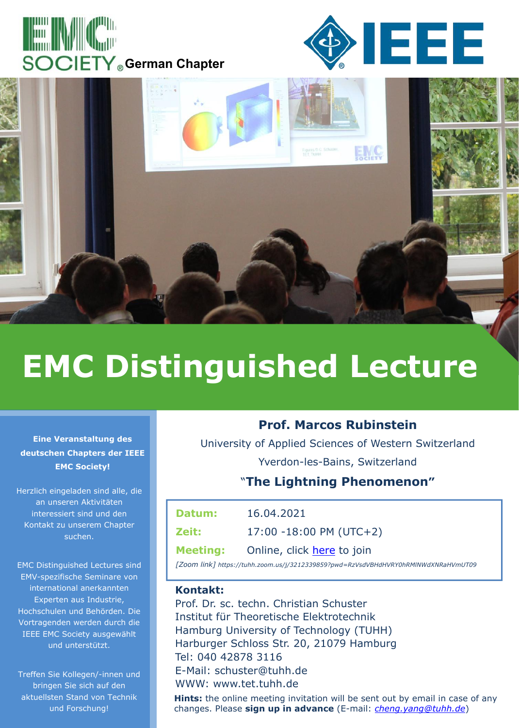EMC SOCIETY® German Chapter

IEEE

# EMC Distinguished Lecture

**Eine Veranstaltung des deutschen Chapters der IEEE EMC Society!**

Herzlich eingeladen sind alle, die an unseren Aktivitäten interessiert sind und den Kontakt zu unserem Chapter suchen.

EMC Distinguished Lectures sind EMV-spezifische Seminare von international anerkannten Experten aus Industrie, Hochschulen und Behörden. Die Vortragenden werden durch die IEEE EMC Society ausgewählt und unterstützt.

Treffen Sie Kollegen/-innen und bringen Sie sich auf den aktuellsten Stand von Technik und Forschung!

## Prof. Marcos Rubinstein

University of Applied Sciences of Western Switzerland

Yverdon-les-Bains, Switzerland

### "The Lightning Phenomenon"

**Datum:** 16.04.2021

**Zeit:** 17:00 -18:00 PM (UTC+2)

**Meeting:** Online, click here to join

*[Zoom link] https://tuhh.zoom.us/j/3212339859?pwd=RzVsdVBHdHVRY0hRMlNWdXNRaHVmUT09*

**Kontakt:**
Prof. Dr. sc. techn. Christian Schuster
Institut für Theoretische Elektrotechnik
Hamburg University of Technology (TUHH)
Harburger Schloss Str. 20, 21079 Hamburg
Tel: 040 42878 3116
E-Mail: schuster@tuhh.de
WWW: www.tet.tuhh.de

**Hints:** the online meeting invitation will be sent out by email in case of any changes. Please **sign up in advance** (E-mail: *cheng.yang@tuhh.de*)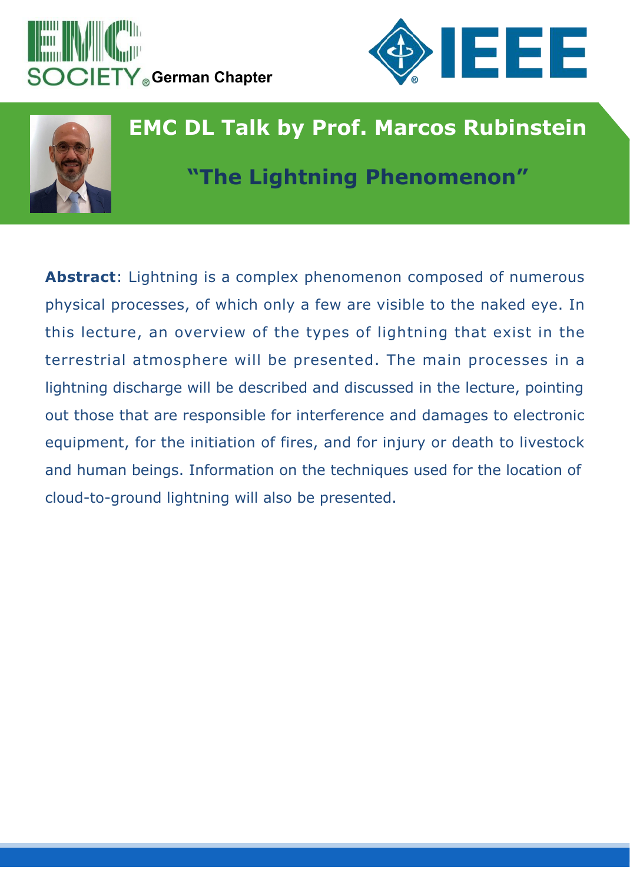EMC SOCIETY German Chapter

IEEE

# EMC DL Talk by Prof. Marcos Rubinstein

## "The Lightning Phenomenon"

**Abstract**: Lightning is a complex phenomenon composed of numerous physical processes, of which only a few are visible to the naked eye. In this lecture, an overview of the types of lightning that exist in the terrestrial atmosphere will be presented. The main processes in a lightning discharge will be described and discussed in the lecture, pointing out those that are responsible for interference and damages to electronic equipment, for the initiation of fires, and for injury or death to livestock and human beings. Information on the techniques used for the location of cloud-to-ground lightning will also be presented.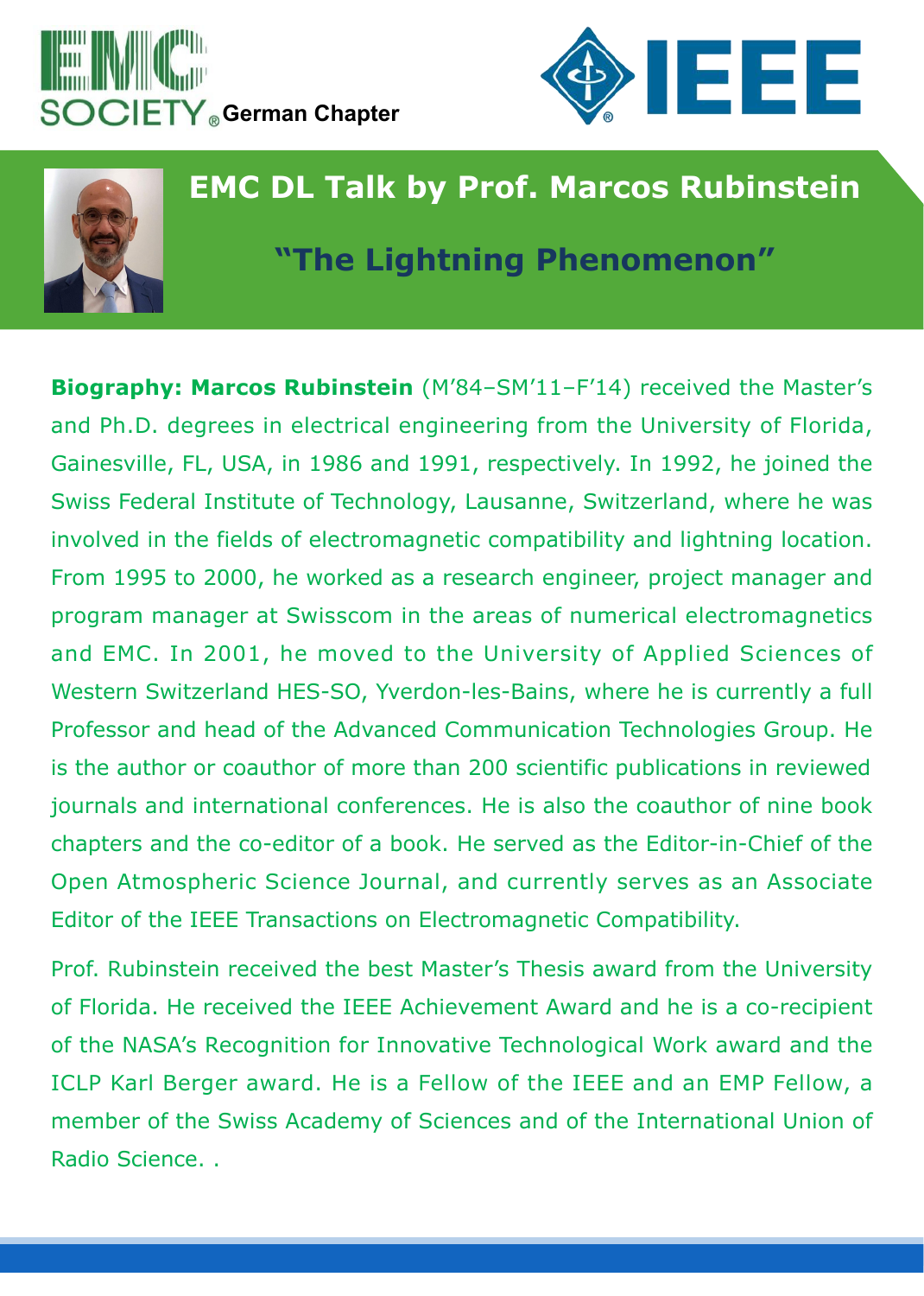EMC SOCIETY German Chapter

IEEE

# EMC DL Talk by Prof. Marcos Rubinstein

## "The Lightning Phenomenon"

**Biography: Marcos Rubinstein** (M'84–SM'11–F'14) received the Master's and Ph.D. degrees in electrical engineering from the University of Florida, Gainesville, FL, USA, in 1986 and 1991, respectively. In 1992, he joined the Swiss Federal Institute of Technology, Lausanne, Switzerland, where he was involved in the fields of electromagnetic compatibility and lightning location. From 1995 to 2000, he worked as a research engineer, project manager and program manager at Swisscom in the areas of numerical electromagnetics and EMC. In 2001, he moved to the University of Applied Sciences of Western Switzerland HES-SO, Yverdon-les-Bains, where he is currently a full Professor and head of the Advanced Communication Technologies Group. He is the author or coauthor of more than 200 scientific publications in reviewed journals and international conferences. He is also the coauthor of nine book chapters and the co-editor of a book. He served as the Editor-in-Chief of the Open Atmospheric Science Journal, and currently serves as an Associate Editor of the IEEE Transactions on Electromagnetic Compatibility.

Prof. Rubinstein received the best Master's Thesis award from the University of Florida. He received the IEEE Achievement Award and he is a co-recipient of the NASA's Recognition for Innovative Technological Work award and the ICLP Karl Berger award. He is a Fellow of the IEEE and an EMP Fellow, a member of the Swiss Academy of Sciences and of the International Union of Radio Science. .